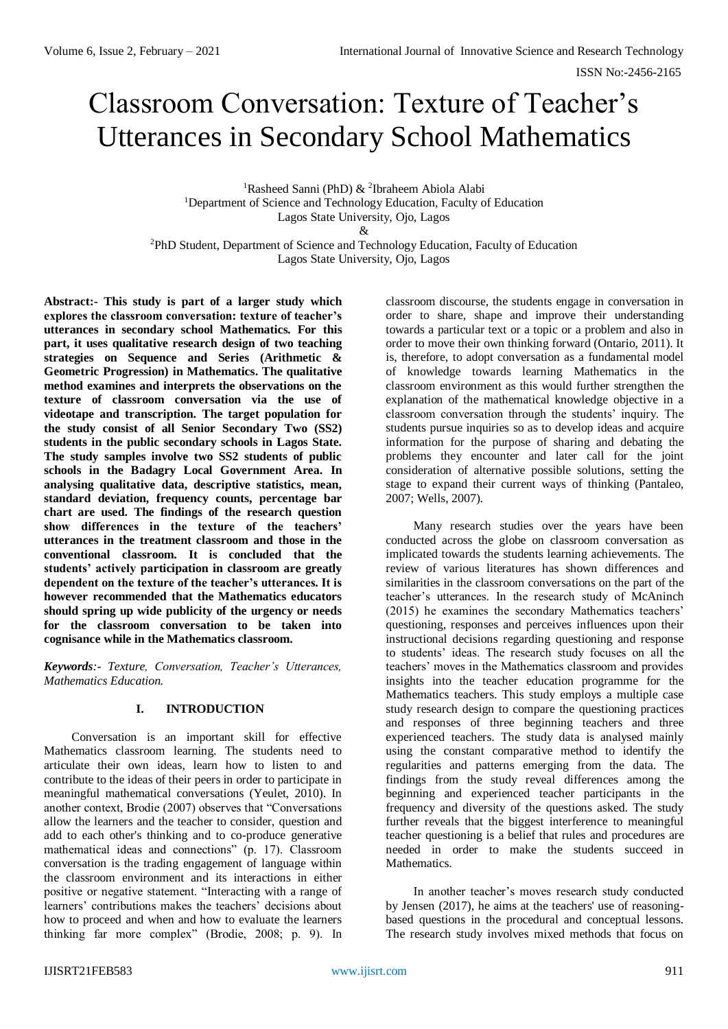# Classroom Conversation: Texture of Teacher's Utterances in Secondary School Mathematics

[1]Rasheed Sanni (PhD) & [2]Ibraheem Abiola Alabi

[1]Department of Science and Technology Education, Faculty of Education
Lagos State University, Ojo, Lagos
&
[2]PhD Student, Department of Science and Technology Education, Faculty of Education
Lagos State University, Ojo, Lagos

**Abstract:- This study is part of a larger study which explores the classroom conversation: texture of teacher's utterances in secondary school Mathematics. For this part, it uses qualitative research design of two teaching strategies on Sequence and Series (Arithmetic & Geometric Progression) in Mathematics. The qualitative method examines and interprets the observations on the texture of classroom conversation via the use of videotape and transcription. The target population for the study consist of all Senior Secondary Two (SS2) students in the public secondary schools in Lagos State. The study samples involve two SS2 students of public schools in the Badagry Local Government Area. In analysing qualitative data, descriptive statistics, mean, standard deviation, frequency counts, percentage bar chart are used. The findings of the research question show differences in the texture of the teachers' utterances in the treatment classroom and those in the conventional classroom. It is concluded that the students' actively participation in classroom are greatly dependent on the texture of the teacher's utterances. It is however recommended that the Mathematics educators should spring up wide publicity of the urgency or needs for the classroom conversation to be taken into cognisance while in the Mathematics classroom.**

***Keywords*:-** *Texture, Conversation, Teacher's Utterances, Mathematics Education.*

## I. INTRODUCTION

Conversation is an important skill for effective Mathematics classroom learning. The students need to articulate their own ideas, learn how to listen to and contribute to the ideas of their peers in order to participate in meaningful mathematical conversations (Yeulet, 2010). In another context, Brodie (2007) observes that "Conversations allow the learners and the teacher to consider, question and add to each other's thinking and to co-produce generative mathematical ideas and connections" (p. 17). Classroom conversation is the trading engagement of language within the classroom environment and its interactions in either positive or negative statement. "Interacting with a range of learners' contributions makes the teachers' decisions about how to proceed and when and how to evaluate the learners thinking far more complex" (Brodie, 2008; p. 9). In classroom discourse, the students engage in conversation in order to share, shape and improve their understanding towards a particular text or a topic or a problem and also in order to move their own thinking forward (Ontario, 2011). It is, therefore, to adopt conversation as a fundamental model of knowledge towards learning Mathematics in the classroom environment as this would further strengthen the explanation of the mathematical knowledge objective in a classroom conversation through the students' inquiry. The students pursue inquiries so as to develop ideas and acquire information for the purpose of sharing and debating the problems they encounter and later call for the joint consideration of alternative possible solutions, setting the stage to expand their current ways of thinking (Pantaleo, 2007; Wells, 2007).

Many research studies over the years have been conducted across the globe on classroom conversation as implicated towards the students learning achievements. The review of various literatures has shown differences and similarities in the classroom conversations on the part of the teacher's utterances. In the research study of McAninch (2015) he examines the secondary Mathematics teachers' questioning, responses and perceives influences upon their instructional decisions regarding questioning and response to students' ideas. The research study focuses on all the teachers' moves in the Mathematics classroom and provides insights into the teacher education programme for the Mathematics teachers. This study employs a multiple case study research design to compare the questioning practices and responses of three beginning teachers and three experienced teachers. The study data is analysed mainly using the constant comparative method to identify the regularities and patterns emerging from the data. The findings from the study reveal differences among the beginning and experienced teacher participants in the frequency and diversity of the questions asked. The study further reveals that the biggest interference to meaningful teacher questioning is a belief that rules and procedures are needed in order to make the students succeed in Mathematics.

In another teacher's moves research study conducted by Jensen (2017), he aims at the teachers' use of reasoning-based questions in the procedural and conceptual lessons. The research study involves mixed methods that focus on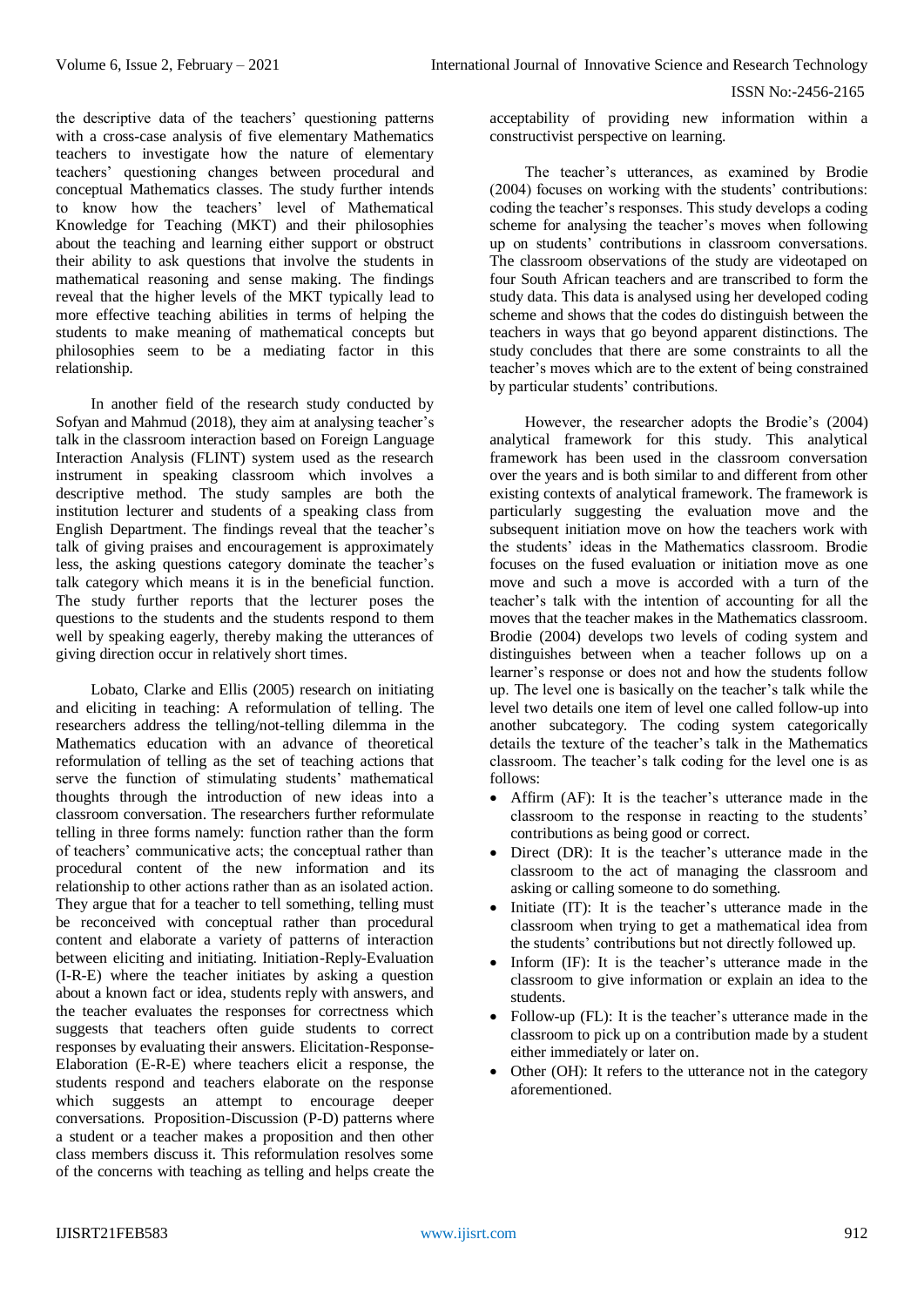the descriptive data of the teachers' questioning patterns with a cross-case analysis of five elementary Mathematics teachers to investigate how the nature of elementary teachers' questioning changes between procedural and conceptual Mathematics classes. The study further intends to know how the teachers' level of Mathematical Knowledge for Teaching (MKT) and their philosophies about the teaching and learning either support or obstruct their ability to ask questions that involve the students in mathematical reasoning and sense making. The findings reveal that the higher levels of the MKT typically lead to more effective teaching abilities in terms of helping the students to make meaning of mathematical concepts but philosophies seem to be a mediating factor in this relationship.

In another field of the research study conducted by Sofyan and Mahmud (2018), they aim at analysing teacher's talk in the classroom interaction based on Foreign Language Interaction Analysis (FLINT) system used as the research instrument in speaking classroom which involves a descriptive method. The study samples are both the institution lecturer and students of a speaking class from English Department. The findings reveal that the teacher's talk of giving praises and encouragement is approximately less, the asking questions category dominate the teacher's talk category which means it is in the beneficial function. The study further reports that the lecturer poses the questions to the students and the students respond to them well by speaking eagerly, thereby making the utterances of giving direction occur in relatively short times.

Lobato, Clarke and Ellis (2005) research on initiating and eliciting in teaching: A reformulation of telling. The researchers address the telling/not-telling dilemma in the Mathematics education with an advance of theoretical reformulation of telling as the set of teaching actions that serve the function of stimulating students' mathematical thoughts through the introduction of new ideas into a classroom conversation. The researchers further reformulate telling in three forms namely: function rather than the form of teachers' communicative acts; the conceptual rather than procedural content of the new information and its relationship to other actions rather than as an isolated action. They argue that for a teacher to tell something, telling must be reconceived with conceptual rather than procedural content and elaborate a variety of patterns of interaction between eliciting and initiating. Initiation-Reply-Evaluation (I-R-E) where the teacher initiates by asking a question about a known fact or idea, students reply with answers, and the teacher evaluates the responses for correctness which suggests that teachers often guide students to correct responses by evaluating their answers. Elicitation-Response-Elaboration (E-R-E) where teachers elicit a response, the students respond and teachers elaborate on the response which suggests an attempt to encourage deeper conversations. Proposition-Discussion (P-D) patterns where a student or a teacher makes a proposition and then other class members discuss it. This reformulation resolves some of the concerns with teaching as telling and helps create the acceptability of providing new information within a constructivist perspective on learning.

The teacher's utterances, as examined by Brodie (2004) focuses on working with the students' contributions: coding the teacher's responses. This study develops a coding scheme for analysing the teacher's moves when following up on students' contributions in classroom conversations. The classroom observations of the study are videotaped on four South African teachers and are transcribed to form the study data. This data is analysed using her developed coding scheme and shows that the codes do distinguish between the teachers in ways that go beyond apparent distinctions. The study concludes that there are some constraints to all the teacher's moves which are to the extent of being constrained by particular students' contributions.

However, the researcher adopts the Brodie's (2004) analytical framework for this study. This analytical framework has been used in the classroom conversation over the years and is both similar to and different from other existing contexts of analytical framework. The framework is particularly suggesting the evaluation move and the subsequent initiation move on how the teachers work with the students' ideas in the Mathematics classroom. Brodie focuses on the fused evaluation or initiation move as one move and such a move is accorded with a turn of the teacher's talk with the intention of accounting for all the moves that the teacher makes in the Mathematics classroom. Brodie (2004) develops two levels of coding system and distinguishes between when a teacher follows up on a learner's response or does not and how the students follow up. The level one is basically on the teacher's talk while the level two details one item of level one called follow-up into another subcategory. The coding system categorically details the texture of the teacher's talk in the Mathematics classroom. The teacher's talk coding for the level one is as follows:

- Affirm (AF): It is the teacher's utterance made in the classroom to the response in reacting to the students' contributions as being good or correct.
- Direct (DR): It is the teacher's utterance made in the classroom to the act of managing the classroom and asking or calling someone to do something.
- Initiate (IT): It is the teacher's utterance made in the classroom when trying to get a mathematical idea from the students' contributions but not directly followed up.
- Inform (IF): It is the teacher's utterance made in the classroom to give information or explain an idea to the students.
- Follow-up (FL): It is the teacher's utterance made in the classroom to pick up on a contribution made by a student either immediately or later on.
- Other (OH): It refers to the utterance not in the category aforementioned.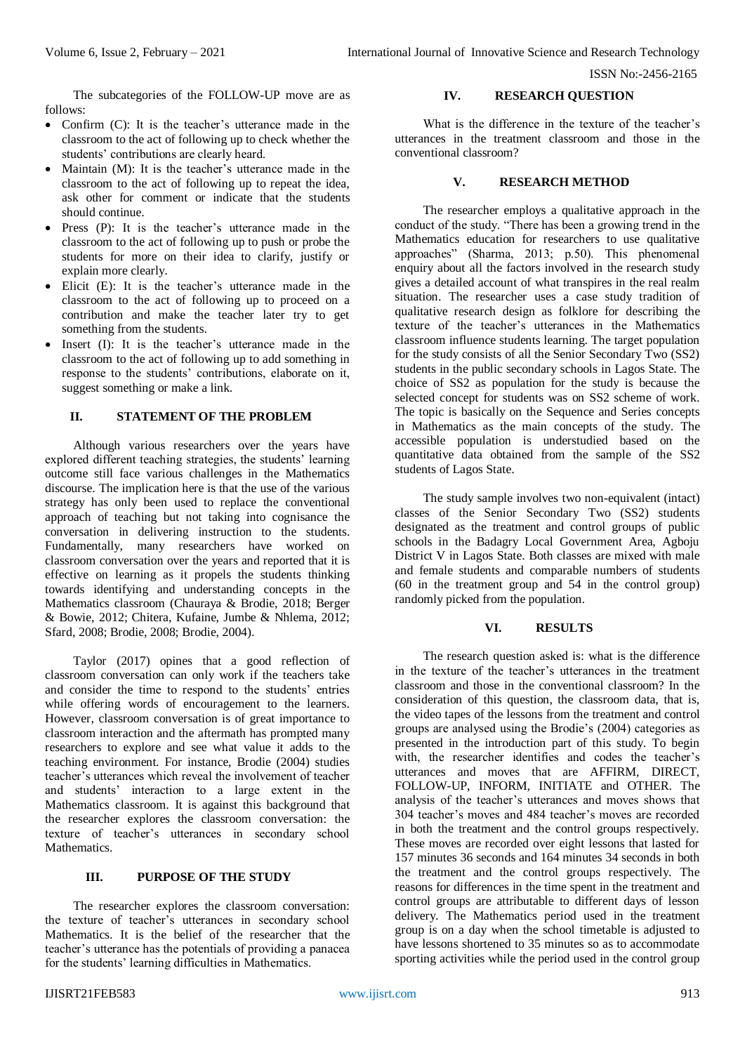The subcategories of the FOLLOW-UP move are as follows:

- Confirm (C): It is the teacher's utterance made in the classroom to the act of following up to check whether the students' contributions are clearly heard.
- Maintain (M): It is the teacher's utterance made in the classroom to the act of following up to repeat the idea, ask other for comment or indicate that the students should continue.
- Press (P): It is the teacher's utterance made in the classroom to the act of following up to push or probe the students for more on their idea to clarify, justify or explain more clearly.
- Elicit (E): It is the teacher's utterance made in the classroom to the act of following up to proceed on a contribution and make the teacher later try to get something from the students.
- Insert (I): It is the teacher's utterance made in the classroom to the act of following up to add something in response to the students' contributions, elaborate on it, suggest something or make a link.

## II. STATEMENT OF THE PROBLEM

Although various researchers over the years have explored different teaching strategies, the students' learning outcome still face various challenges in the Mathematics discourse. The implication here is that the use of the various strategy has only been used to replace the conventional approach of teaching but not taking into cognisance the conversation in delivering instruction to the students. Fundamentally, many researchers have worked on classroom conversation over the years and reported that it is effective on learning as it propels the students thinking towards identifying and understanding concepts in the Mathematics classroom (Chauraya & Brodie, 2018; Berger & Bowie, 2012; Chitera, Kufaine, Jumbe & Nhlema, 2012; Sfard, 2008; Brodie, 2008; Brodie, 2004).

Taylor (2017) opines that a good reflection of classroom conversation can only work if the teachers take and consider the time to respond to the students' entries while offering words of encouragement to the learners. However, classroom conversation is of great importance to classroom interaction and the aftermath has prompted many researchers to explore and see what value it adds to the teaching environment. For instance, Brodie (2004) studies teacher's utterances which reveal the involvement of teacher and students' interaction to a large extent in the Mathematics classroom. It is against this background that the researcher explores the classroom conversation: the texture of teacher's utterances in secondary school Mathematics.

## III. PURPOSE OF THE STUDY

The researcher explores the classroom conversation: the texture of teacher's utterances in secondary school Mathematics. It is the belief of the researcher that the teacher's utterance has the potentials of providing a panacea for the students' learning difficulties in Mathematics.

## IV. RESEARCH QUESTION

What is the difference in the texture of the teacher's utterances in the treatment classroom and those in the conventional classroom?

## V. RESEARCH METHOD

The researcher employs a qualitative approach in the conduct of the study. "There has been a growing trend in the Mathematics education for researchers to use qualitative approaches" (Sharma, 2013; p.50). This phenomenal enquiry about all the factors involved in the research study gives a detailed account of what transpires in the real realm situation. The researcher uses a case study tradition of qualitative research design as folklore for describing the texture of the teacher's utterances in the Mathematics classroom influence students learning. The target population for the study consists of all the Senior Secondary Two (SS2) students in the public secondary schools in Lagos State. The choice of SS2 as population for the study is because the selected concept for students was on SS2 scheme of work. The topic is basically on the Sequence and Series concepts in Mathematics as the main concepts of the study. The accessible population is understudied based on the quantitative data obtained from the sample of the SS2 students of Lagos State.

The study sample involves two non-equivalent (intact) classes of the Senior Secondary Two (SS2) students designated as the treatment and control groups of public schools in the Badagry Local Government Area, Agboju District V in Lagos State. Both classes are mixed with male and female students and comparable numbers of students (60 in the treatment group and 54 in the control group) randomly picked from the population.

## VI. RESULTS

The research question asked is: what is the difference in the texture of the teacher's utterances in the treatment classroom and those in the conventional classroom? In the consideration of this question, the classroom data, that is, the video tapes of the lessons from the treatment and control groups are analysed using the Brodie's (2004) categories as presented in the introduction part of this study. To begin with, the researcher identifies and codes the teacher's utterances and moves that are AFFIRM, DIRECT, FOLLOW-UP, INFORM, INITIATE and OTHER. The analysis of the teacher's utterances and moves shows that 304 teacher's moves and 484 teacher's moves are recorded in both the treatment and the control groups respectively. These moves are recorded over eight lessons that lasted for 157 minutes 36 seconds and 164 minutes 34 seconds in both the treatment and the control groups respectively. The reasons for differences in the time spent in the treatment and control groups are attributable to different days of lesson delivery. The Mathematics period used in the treatment group is on a day when the school timetable is adjusted to have lessons shortened to 35 minutes so as to accommodate sporting activities while the period used in the control group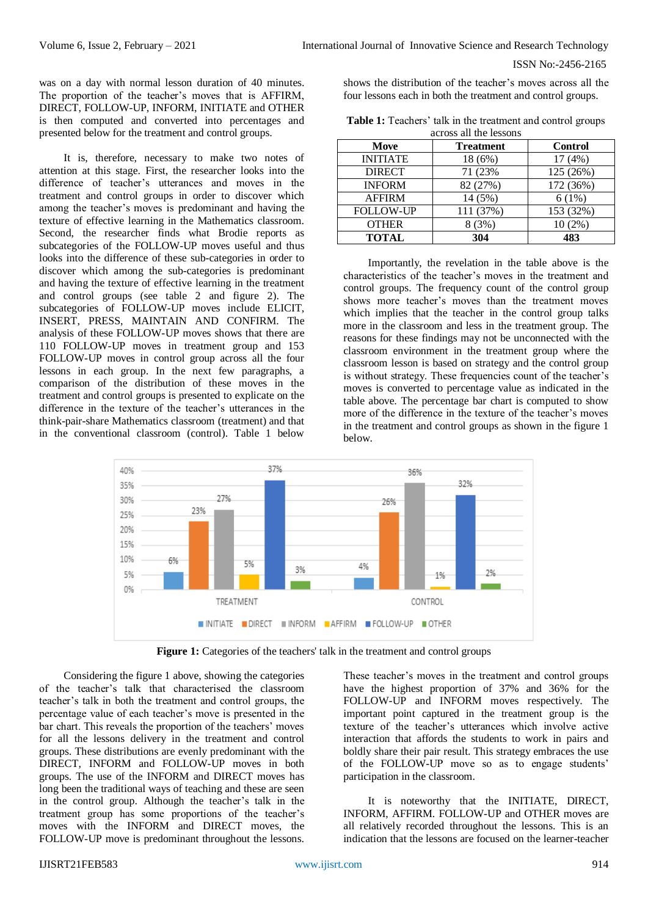was on a day with normal lesson duration of 40 minutes. The proportion of the teacher's moves that is AFFIRM, DIRECT, FOLLOW-UP, INFORM, INITIATE and OTHER is then computed and converted into percentages and presented below for the treatment and control groups.

It is, therefore, necessary to make two notes of attention at this stage. First, the researcher looks into the difference of teacher's utterances and moves in the treatment and control groups in order to discover which among the teacher's moves is predominant and having the texture of effective learning in the Mathematics classroom. Second, the researcher finds what Brodie reports as subcategories of the FOLLOW-UP moves useful and thus looks into the difference of these sub-categories in order to discover which among the sub-categories is predominant and having the texture of effective learning in the treatment and control groups (see table 2 and figure 2). The subcategories of FOLLOW-UP moves include ELICIT, INSERT, PRESS, MAINTAIN AND CONFIRM. The analysis of these FOLLOW-UP moves shows that there are 110 FOLLOW-UP moves in treatment group and 153 FOLLOW-UP moves in control group across all the four lessons in each group. In the next few paragraphs, a comparison of the distribution of these moves in the treatment and control groups is presented to explicate on the difference in the texture of the teacher's utterances in the think-pair-share Mathematics classroom (treatment) and that in the conventional classroom (control). Table 1 below shows the distribution of the teacher's moves across all the four lessons each in both the treatment and control groups.

**Table 1:** Teachers' talk in the treatment and control groups across all the lessons

| Move | Treatment | Control |
|---|---|---|
| INITIATE | 18 (6%) | 17 (4%) |
| DIRECT | 71 (23% | 125 (26%) |
| INFORM | 82 (27%) | 172 (36%) |
| AFFIRM | 14 (5%) | 6 (1%) |
| FOLLOW-UP | 111 (37%) | 153 (32%) |
| OTHER | 8 (3%) | 10 (2%) |
| **TOTAL** | **304** | **483** |

Importantly, the revelation in the table above is the characteristics of the teacher's moves in the treatment and control groups. The frequency count of the control group shows more teacher's moves than the treatment moves which implies that the teacher in the control group talks more in the classroom and less in the treatment group. The reasons for these findings may not be unconnected with the classroom environment in the treatment group where the classroom lesson is based on strategy and the control group is without strategy. These frequencies count of the teacher's moves is converted to percentage value as indicated in the table above. The percentage bar chart is computed to show more of the difference in the texture of the teacher's moves in the treatment and control groups as shown in the figure 1 below.

**Figure 1:** Categories of the teachers' talk in the treatment and control groups

Considering the figure 1 above, showing the categories of the teacher's talk that characterised the classroom teacher's talk in both the treatment and control groups, the percentage value of each teacher's move is presented in the bar chart. This reveals the proportion of the teachers' moves for all the lessons delivery in the treatment and control groups. These distributions are evenly predominant with the DIRECT, INFORM and FOLLOW-UP moves in both groups. The use of the INFORM and DIRECT moves has long been the traditional ways of teaching and these are seen in the control group. Although the teacher's talk in the treatment group has some proportions of the teacher's moves with the INFORM and DIRECT moves, the FOLLOW-UP move is predominant throughout the lessons. These teacher's moves in the treatment and control groups have the highest proportion of 37% and 36% for the FOLLOW-UP and INFORM moves respectively. The important point captured in the treatment group is the texture of the teacher's utterances which involve active interaction that affords the students to work in pairs and boldly share their pair result. This strategy embraces the use of the FOLLOW-UP move so as to engage students' participation in the classroom.

It is noteworthy that the INITIATE, DIRECT, INFORM, AFFIRM. FOLLOW-UP and OTHER moves are all relatively recorded throughout the lessons. This is an indication that the lessons are focused on the learner-teacher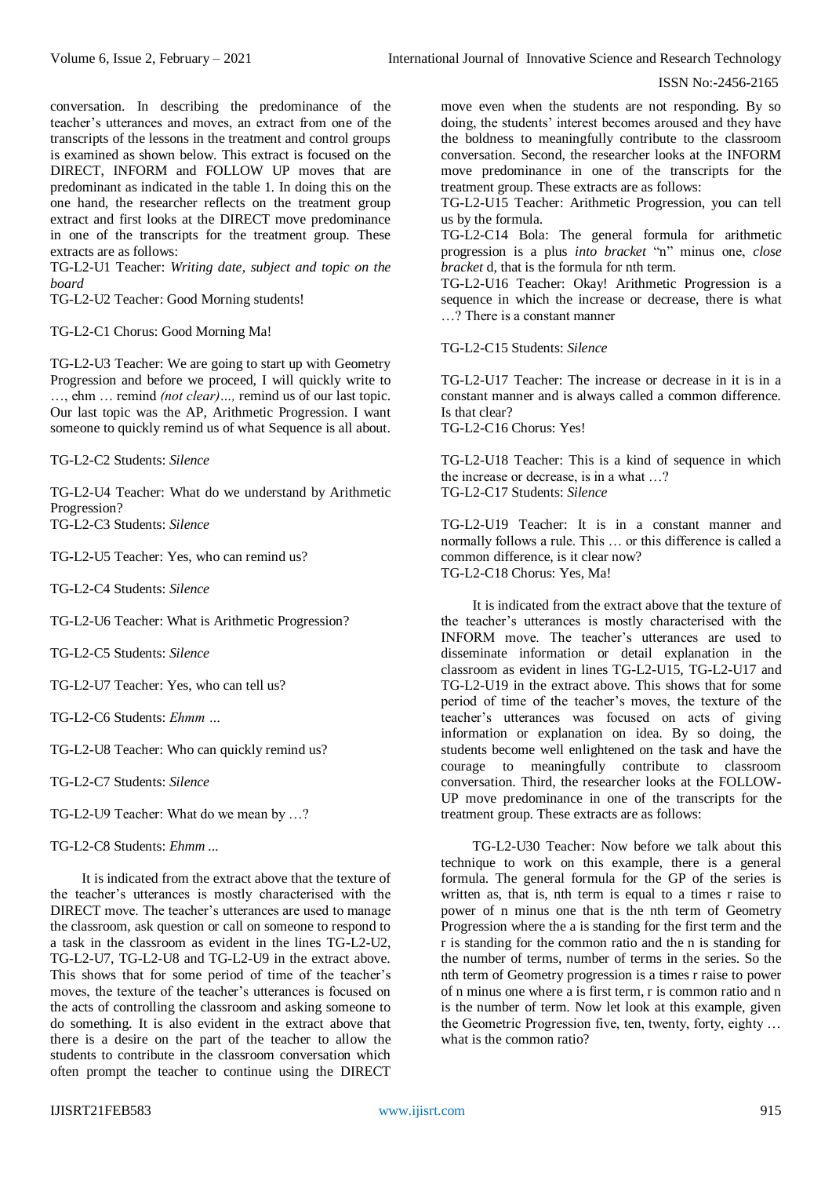conversation. In describing the predominance of the teacher's utterances and moves, an extract from one of the transcripts of the lessons in the treatment and control groups is examined as shown below. This extract is focused on the DIRECT, INFORM and FOLLOW UP moves that are predominant as indicated in the table 1. In doing this on the one hand, the researcher reflects on the treatment group extract and first looks at the DIRECT move predominance in one of the transcripts for the treatment group. These extracts are as follows:

TG-L2-U1 Teacher: *Writing date, subject and topic on the board*

TG-L2-U2 Teacher: Good Morning students!

TG-L2-C1 Chorus: Good Morning Ma!

TG-L2-U3 Teacher: We are going to start up with Geometry Progression and before we proceed, I will quickly write to …, ehm … remind *(not clear)…,* remind us of our last topic. Our last topic was the AP, Arithmetic Progression. I want someone to quickly remind us of what Sequence is all about.

TG-L2-C2 Students: *Silence*

TG-L2-U4 Teacher: What do we understand by Arithmetic Progression?

TG-L2-C3 Students: *Silence*

TG-L2-U5 Teacher: Yes, who can remind us?

TG-L2-C4 Students: *Silence*

TG-L2-U6 Teacher: What is Arithmetic Progression?

TG-L2-C5 Students: *Silence*

TG-L2-U7 Teacher: Yes, who can tell us?

TG-L2-C6 Students: *Ehmm …*

TG-L2-U8 Teacher: Who can quickly remind us?

TG-L2-C7 Students: *Silence*

TG-L2-U9 Teacher: What do we mean by …?

TG-L2-C8 Students: *Ehmm* ...

It is indicated from the extract above that the texture of the teacher's utterances is mostly characterised with the DIRECT move. The teacher's utterances are used to manage the classroom, ask question or call on someone to respond to a task in the classroom as evident in the lines TG-L2-U2, TG-L2-U7, TG-L2-U8 and TG-L2-U9 in the extract above. This shows that for some period of time of the teacher's moves, the texture of the teacher's utterances is focused on the acts of controlling the classroom and asking someone to do something. It is also evident in the extract above that there is a desire on the part of the teacher to allow the students to contribute in the classroom conversation which often prompt the teacher to continue using the DIRECT move even when the students are not responding. By so doing, the students' interest becomes aroused and they have the boldness to meaningfully contribute to the classroom conversation. Second, the researcher looks at the INFORM move predominance in one of the transcripts for the treatment group. These extracts are as follows:

TG-L2-U15 Teacher: Arithmetic Progression, you can tell us by the formula.

TG-L2-C14 Bola: The general formula for arithmetic progression is a plus *into bracket* "n" minus one, *close bracket* d, that is the formula for nth term.

TG-L2-U16 Teacher: Okay! Arithmetic Progression is a sequence in which the increase or decrease, there is what …? There is a constant manner

TG-L2-C15 Students: *Silence*

TG-L2-U17 Teacher: The increase or decrease in it is in a constant manner and is always called a common difference. Is that clear?

TG-L2-C16 Chorus: Yes!

TG-L2-U18 Teacher: This is a kind of sequence in which the increase or decrease, is in a what …?

TG-L2-C17 Students: *Silence*

TG-L2-U19 Teacher: It is in a constant manner and normally follows a rule. This … or this difference is called a common difference, is it clear now?

TG-L2-C18 Chorus: Yes, Ma!

It is indicated from the extract above that the texture of the teacher's utterances is mostly characterised with the INFORM move. The teacher's utterances are used to disseminate information or detail explanation in the classroom as evident in lines TG-L2-U15, TG-L2-U17 and TG-L2-U19 in the extract above. This shows that for some period of time of the teacher's moves, the texture of the teacher's utterances was focused on acts of giving information or explanation on idea. By so doing, the students become well enlightened on the task and have the courage to meaningfully contribute to classroom conversation. Third, the researcher looks at the FOLLOW-UP move predominance in one of the transcripts for the treatment group. These extracts are as follows:

TG-L2-U30 Teacher: Now before we talk about this technique to work on this example, there is a general formula. The general formula for the GP of the series is written as, that is, nth term is equal to a times r raise to power of n minus one that is the nth term of Geometry Progression where the a is standing for the first term and the r is standing for the common ratio and the n is standing for the number of terms, number of terms in the series. So the nth term of Geometry progression is a times r raise to power of n minus one where a is first term, r is common ratio and n is the number of term. Now let look at this example, given the Geometric Progression five, ten, twenty, forty, eighty … what is the common ratio?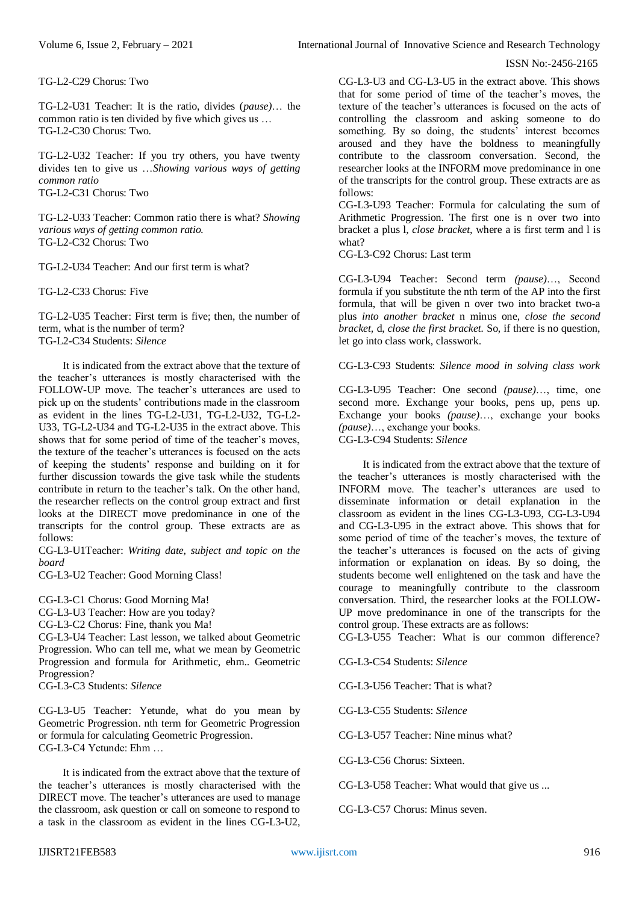TG-L2-C29 Chorus: Two

TG-L2-U31 Teacher: It is the ratio, divides (*pause*)… the common ratio is ten divided by five which gives us …
TG-L2-C30 Chorus: Two.

TG-L2-U32 Teacher: If you try others, you have twenty divides ten to give us …*Showing various ways of getting common ratio*
TG-L2-C31 Chorus: Two

TG-L2-U33 Teacher: Common ratio there is what? *Showing various ways of getting common ratio.*
TG-L2-C32 Chorus: Two

TG-L2-U34 Teacher: And our first term is what?

TG-L2-C33 Chorus: Five

TG-L2-U35 Teacher: First term is five; then, the number of term, what is the number of term?
TG-L2-C34 Students: *Silence*

It is indicated from the extract above that the texture of the teacher's utterances is mostly characterised with the FOLLOW-UP move. The teacher's utterances are used to pick up on the students' contributions made in the classroom as evident in the lines TG-L2-U31, TG-L2-U32, TG-L2-U33, TG-L2-U34 and TG-L2-U35 in the extract above. This shows that for some period of time of the teacher's moves, the texture of the teacher's utterances is focused on the acts of keeping the students' response and building on it for further discussion towards the give task while the students contribute in return to the teacher's talk. On the other hand, the researcher reflects on the control group extract and first looks at the DIRECT move predominance in one of the transcripts for the control group. These extracts are as follows:
CG-L3-U1Teacher: *Writing date, subject and topic on the board*
CG-L3-U2 Teacher: Good Morning Class!

CG-L3-C1 Chorus: Good Morning Ma!
CG-L3-U3 Teacher: How are you today?
CG-L3-C2 Chorus: Fine, thank you Ma!
CG-L3-U4 Teacher: Last lesson, we talked about Geometric Progression. Who can tell me, what we mean by Geometric Progression and formula for Arithmetic, ehm.. Geometric Progression?
CG-L3-C3 Students: *Silence*

CG-L3-U5 Teacher: Yetunde, what do you mean by Geometric Progression. nth term for Geometric Progression or formula for calculating Geometric Progression.
CG-L3-C4 Yetunde: Ehm …

It is indicated from the extract above that the texture of the teacher's utterances is mostly characterised with the DIRECT move. The teacher's utterances are used to manage the classroom, ask question or call on someone to respond to a task in the classroom as evident in the lines CG-L3-U2, CG-L3-U3 and CG-L3-U5 in the extract above. This shows that for some period of time of the teacher's moves, the texture of the teacher's utterances is focused on the acts of controlling the classroom and asking someone to do something. By so doing, the students' interest becomes aroused and they have the boldness to meaningfully contribute to the classroom conversation. Second, the researcher looks at the INFORM move predominance in one of the transcripts for the control group. These extracts are as follows:
CG-L3-U93 Teacher: Formula for calculating the sum of Arithmetic Progression. The first one is n over two into bracket a plus l, *close bracket,* where a is first term and l is what?
CG-L3-C92 Chorus: Last term

CG-L3-U94 Teacher: Second term *(pause)*…, Second formula if you substitute the nth term of the AP into the first formula, that will be given n over two into bracket two-a plus *into another bracket* n minus one, *close the second bracket,* d, *close the first bracket.* So, if there is no question, let go into class work, classwork.

CG-L3-C93 Students: *Silence mood in solving class work*

CG-L3-U95 Teacher: One second *(pause)*…, time, one second more. Exchange your books, pens up, pens up. Exchange your books *(pause)*…, exchange your books *(pause)*…, exchange your books.
CG-L3-C94 Students: *Silence*

It is indicated from the extract above that the texture of the teacher's utterances is mostly characterised with the INFORM move. The teacher's utterances are used to disseminate information or detail explanation in the classroom as evident in the lines CG-L3-U93, CG-L3-U94 and CG-L3-U95 in the extract above. This shows that for some period of time of the teacher's moves, the texture of the teacher's utterances is focused on the acts of giving information or explanation on ideas. By so doing, the students become well enlightened on the task and have the courage to meaningfully contribute to the classroom conversation. Third, the researcher looks at the FOLLOW-UP move predominance in one of the transcripts for the control group. These extracts are as follows:
CG-L3-U55 Teacher: What is our common difference?

CG-L3-C54 Students: *Silence*

CG-L3-U56 Teacher: That is what?

CG-L3-C55 Students: *Silence*

CG-L3-U57 Teacher: Nine minus what?

CG-L3-C56 Chorus: Sixteen.

CG-L3-U58 Teacher: What would that give us ...

CG-L3-C57 Chorus: Minus seven.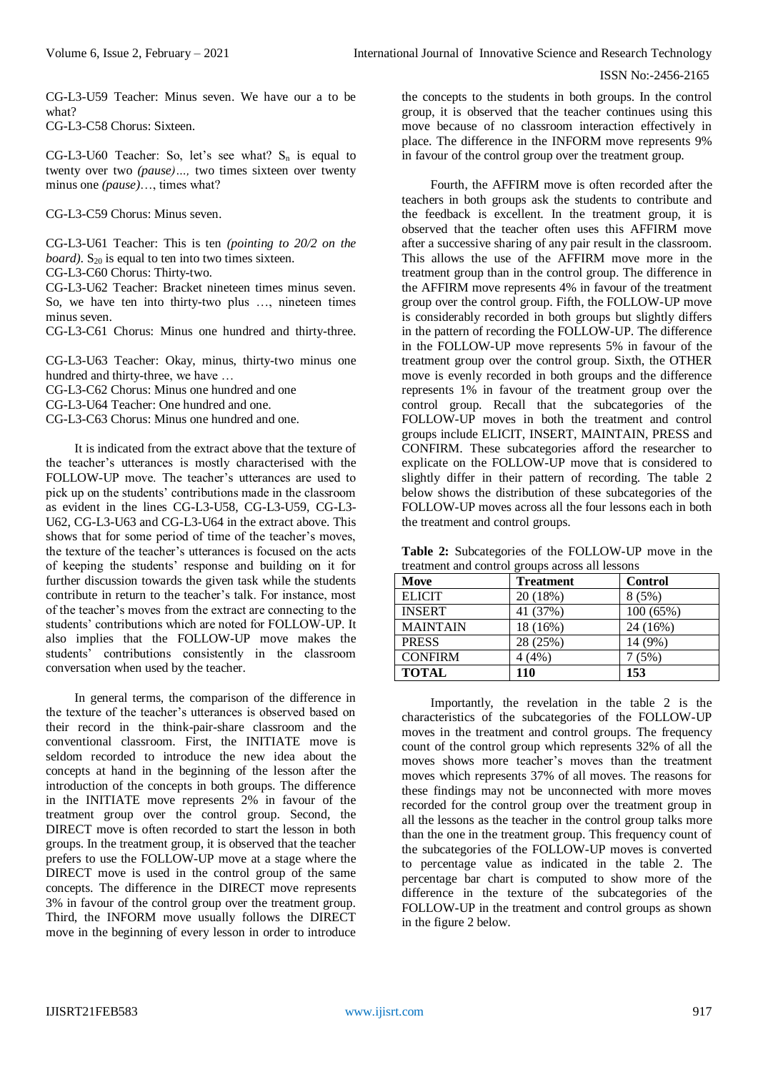CG-L3-U59 Teacher: Minus seven. We have our a to be what?

CG-L3-C58 Chorus: Sixteen.

CG-L3-U60 Teacher: So, let's see what? $S_n$ is equal to twenty over two *(pause)…,* two times sixteen over twenty minus one *(pause)*…, times what?

CG-L3-C59 Chorus: Minus seven.

CG-L3-U61 Teacher: This is ten *(pointing to 20/2 on the board)*. $S_{20}$ is equal to ten into two times sixteen.

CG-L3-C60 Chorus: Thirty-two.

CG-L3-U62 Teacher: Bracket nineteen times minus seven. So, we have ten into thirty-two plus …, nineteen times minus seven.

CG-L3-C61 Chorus: Minus one hundred and thirty-three.

CG-L3-U63 Teacher: Okay, minus, thirty-two minus one hundred and thirty-three, we have …

CG-L3-C62 Chorus: Minus one hundred and one

CG-L3-U64 Teacher: One hundred and one.

CG-L3-C63 Chorus: Minus one hundred and one.

It is indicated from the extract above that the texture of the teacher's utterances is mostly characterised with the FOLLOW-UP move. The teacher's utterances are used to pick up on the students' contributions made in the classroom as evident in the lines CG-L3-U58, CG-L3-U59, CG-L3-U62, CG-L3-U63 and CG-L3-U64 in the extract above. This shows that for some period of time of the teacher's moves, the texture of the teacher's utterances is focused on the acts of keeping the students' response and building on it for further discussion towards the given task while the students contribute in return to the teacher's talk. For instance, most of the teacher's moves from the extract are connecting to the students' contributions which are noted for FOLLOW-UP. It also implies that the FOLLOW-UP move makes the students' contributions consistently in the classroom conversation when used by the teacher.

In general terms, the comparison of the difference in the texture of the teacher's utterances is observed based on their record in the think-pair-share classroom and the conventional classroom. First, the INITIATE move is seldom recorded to introduce the new idea about the concepts at hand in the beginning of the lesson after the introduction of the concepts in both groups. The difference in the INITIATE move represents 2% in favour of the treatment group over the control group. Second, the DIRECT move is often recorded to start the lesson in both groups. In the treatment group, it is observed that the teacher prefers to use the FOLLOW-UP move at a stage where the DIRECT move is used in the control group of the same concepts. The difference in the DIRECT move represents 3% in favour of the control group over the treatment group. Third, the INFORM move usually follows the DIRECT move in the beginning of every lesson in order to introduce the concepts to the students in both groups. In the control group, it is observed that the teacher continues using this move because of no classroom interaction effectively in place. The difference in the INFORM move represents 9% in favour of the control group over the treatment group.

Fourth, the AFFIRM move is often recorded after the teachers in both groups ask the students to contribute and the feedback is excellent. In the treatment group, it is observed that the teacher often uses this AFFIRM move after a successive sharing of any pair result in the classroom. This allows the use of the AFFIRM move more in the treatment group than in the control group. The difference in the AFFIRM move represents 4% in favour of the treatment group over the control group. Fifth, the FOLLOW-UP move is considerably recorded in both groups but slightly differs in the pattern of recording the FOLLOW-UP. The difference in the FOLLOW-UP move represents 5% in favour of the treatment group over the control group. Sixth, the OTHER move is evenly recorded in both groups and the difference represents 1% in favour of the treatment group over the control group. Recall that the subcategories of the FOLLOW-UP moves in both the treatment and control groups include ELICIT, INSERT, MAINTAIN, PRESS and CONFIRM. These subcategories afford the researcher to explicate on the FOLLOW-UP move that is considered to slightly differ in their pattern of recording. The table 2 below shows the distribution of these subcategories of the FOLLOW-UP moves across all the four lessons each in both the treatment and control groups.

**Table 2:** Subcategories of the FOLLOW-UP move in the treatment and control groups across all lessons

| Move | Treatment | Control |
|---|---|---|
| ELICIT | 20 (18%) | 8 (5%) |
| INSERT | 41 (37%) | 100 (65%) |
| MAINTAIN | 18 (16%) | 24 (16%) |
| PRESS | 28 (25%) | 14 (9%) |
| CONFIRM | 4 (4%) | 7 (5%) |
| **TOTAL** | **110** | **153** |

Importantly, the revelation in the table 2 is the characteristics of the subcategories of the FOLLOW-UP moves in the treatment and control groups. The frequency count of the control group which represents 32% of all the moves shows more teacher's moves than the treatment moves which represents 37% of all moves. The reasons for these findings may not be unconnected with more moves recorded for the control group over the treatment group in all the lessons as the teacher in the control group talks more than the one in the treatment group. This frequency count of the subcategories of the FOLLOW-UP moves is converted to percentage value as indicated in the table 2. The percentage bar chart is computed to show more of the difference in the texture of the subcategories of the FOLLOW-UP in the treatment and control groups as shown in the figure 2 below.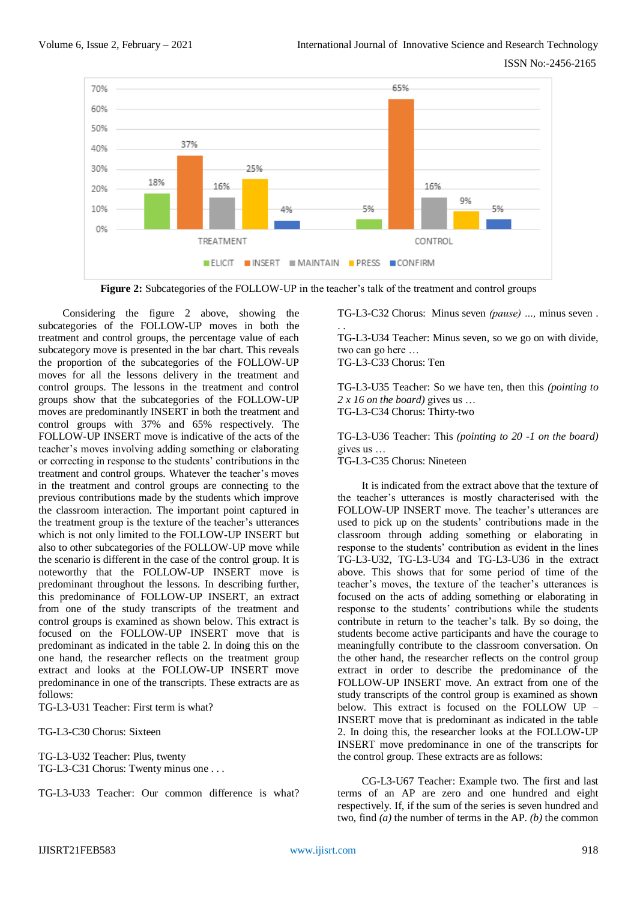**Figure 2:** Subcategories of the FOLLOW-UP in the teacher's talk of the treatment and control groups

Considering the figure 2 above, showing the subcategories of the FOLLOW-UP moves in both the treatment and control groups, the percentage value of each subcategory move is presented in the bar chart. This reveals the proportion of the subcategories of the FOLLOW-UP moves for all the lessons delivery in the treatment and control groups. The lessons in the treatment and control groups show that the subcategories of the FOLLOW-UP moves are predominantly INSERT in both the treatment and control groups with 37% and 65% respectively. The FOLLOW-UP INSERT move is indicative of the acts of the teacher's moves involving adding something or elaborating or correcting in response to the students' contributions in the treatment and control groups. Whatever the teacher's moves in the treatment and control groups are connecting to the previous contributions made by the students which improve the classroom interaction. The important point captured in the treatment group is the texture of the teacher's utterances which is not only limited to the FOLLOW-UP INSERT but also to other subcategories of the FOLLOW-UP move while the scenario is different in the case of the control group. It is noteworthy that the FOLLOW-UP INSERT move is predominant throughout the lessons. In describing further, this predominance of FOLLOW-UP INSERT, an extract from one of the study transcripts of the treatment and control groups is examined as shown below. This extract is focused on the FOLLOW-UP INSERT move that is predominant as indicated in the table 2. In doing this on the one hand, the researcher reflects on the treatment group extract and looks at the FOLLOW-UP INSERT move predominance in one of the transcripts. These extracts are as follows:

TG-L3-U31 Teacher: First term is what?

TG-L3-C30 Chorus: Sixteen

TG-L3-U32 Teacher: Plus, twenty
TG-L3-C31 Chorus: Twenty minus one . . .

TG-L3-U33 Teacher: Our common difference is what?
TG-L3-C32 Chorus: Minus seven *(pause)* ..., minus seven . . .
TG-L3-U34 Teacher: Minus seven, so we go on with divide, two can go here …
TG-L3-C33 Chorus: Ten

TG-L3-U35 Teacher: So we have ten, then this *(pointing to 2 x 16 on the board)* gives us …
TG-L3-C34 Chorus: Thirty-two

TG-L3-U36 Teacher: This *(pointing to 20 -1 on the board)* gives us …
TG-L3-C35 Chorus: Nineteen

It is indicated from the extract above that the texture of the teacher's utterances is mostly characterised with the FOLLOW-UP INSERT move. The teacher's utterances are used to pick up on the students' contributions made in the classroom through adding something or elaborating in response to the students' contribution as evident in the lines TG-L3-U32, TG-L3-U34 and TG-L3-U36 in the extract above. This shows that for some period of time of the teacher's moves, the texture of the teacher's utterances is focused on the acts of adding something or elaborating in response to the students' contributions while the students contribute in return to the teacher's talk. By so doing, the students become active participants and have the courage to meaningfully contribute to the classroom conversation. On the other hand, the researcher reflects on the control group extract in order to describe the predominance of the FOLLOW-UP INSERT move. An extract from one of the study transcripts of the control group is examined as shown below. This extract is focused on the FOLLOW UP – INSERT move that is predominant as indicated in the table 2. In doing this, the researcher looks at the FOLLOW-UP INSERT move predominance in one of the transcripts for the control group. These extracts are as follows:

CG-L3-U67 Teacher: Example two. The first and last terms of an AP are zero and one hundred and eight respectively. If, if the sum of the series is seven hundred and two, find *(a)* the number of terms in the AP. *(b)* the common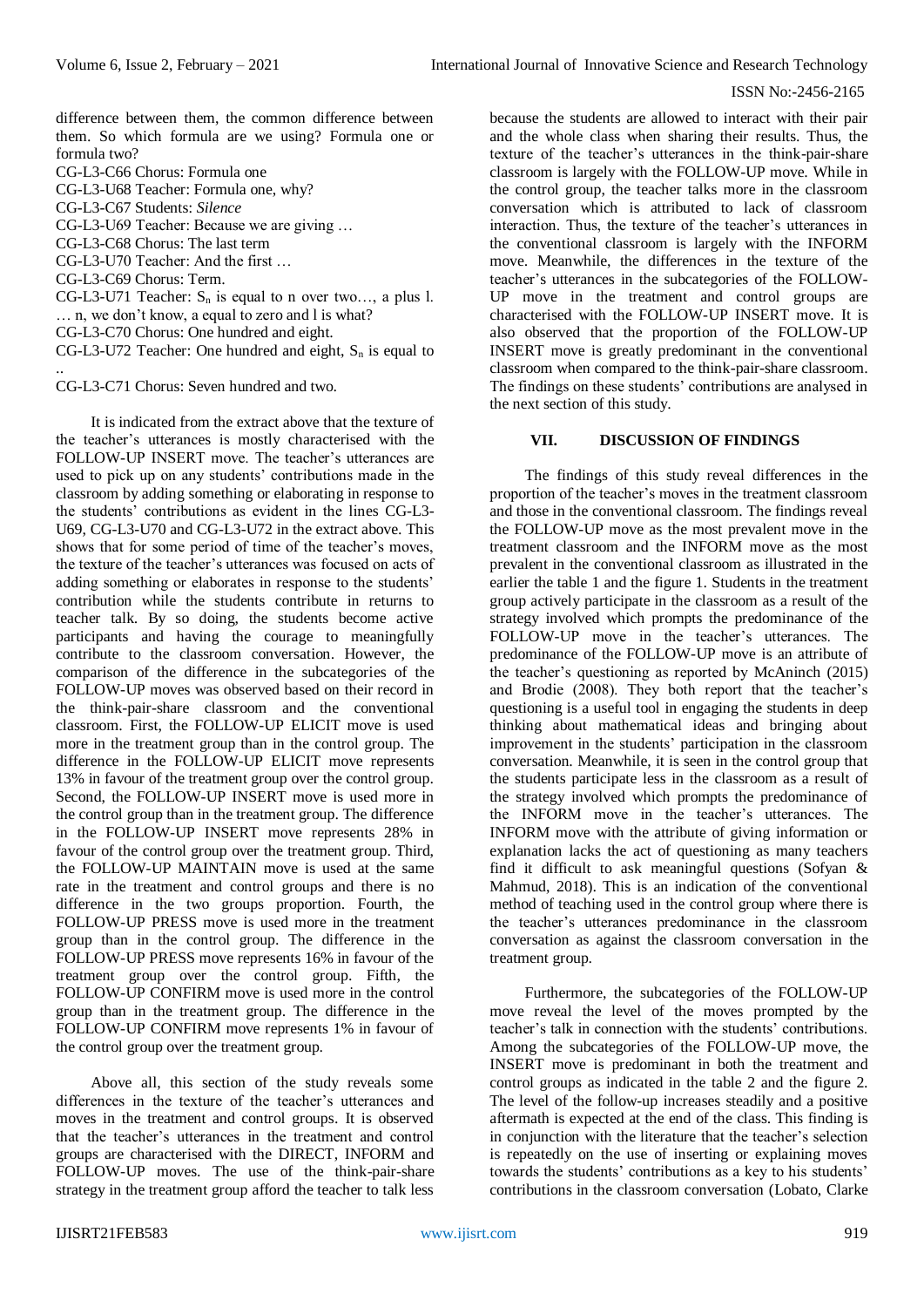difference between them, the common difference between them. So which formula are we using? Formula one or formula two?

CG-L3-C66 Chorus: Formula one

CG-L3-U68 Teacher: Formula one, why?

CG-L3-C67 Students: *Silence*

CG-L3-U69 Teacher: Because we are giving …

CG-L3-C68 Chorus: The last term

CG-L3-U70 Teacher: And the first …

CG-L3-C69 Chorus: Term.

CG-L3-U71 Teacher: $S_n$ is equal to n over two…, a plus l. … n, we don't know, a equal to zero and l is what?

CG-L3-C70 Chorus: One hundred and eight.

CG-L3-U72 Teacher: One hundred and eight, $S_n$ is equal to ..

CG-L3-C71 Chorus: Seven hundred and two.

It is indicated from the extract above that the texture of the teacher's utterances is mostly characterised with the FOLLOW-UP INSERT move. The teacher's utterances are used to pick up on any students' contributions made in the classroom by adding something or elaborating in response to the students' contributions as evident in the lines CG-L3-U69, CG-L3-U70 and CG-L3-U72 in the extract above. This shows that for some period of time of the teacher's moves, the texture of the teacher's utterances was focused on acts of adding something or elaborates in response to the students' contribution while the students contribute in returns to teacher talk. By so doing, the students become active participants and having the courage to meaningfully contribute to the classroom conversation. However, the comparison of the difference in the subcategories of the FOLLOW-UP moves was observed based on their record in the think-pair-share classroom and the conventional classroom. First, the FOLLOW-UP ELICIT move is used more in the treatment group than in the control group. The difference in the FOLLOW-UP ELICIT move represents 13% in favour of the treatment group over the control group. Second, the FOLLOW-UP INSERT move is used more in the control group than in the treatment group. The difference in the FOLLOW-UP INSERT move represents 28% in favour of the control group over the treatment group. Third, the FOLLOW-UP MAINTAIN move is used at the same rate in the treatment and control groups and there is no difference in the two groups proportion. Fourth, the FOLLOW-UP PRESS move is used more in the treatment group than in the control group. The difference in the FOLLOW-UP PRESS move represents 16% in favour of the treatment group over the control group. Fifth, the FOLLOW-UP CONFIRM move is used more in the control group than in the treatment group. The difference in the FOLLOW-UP CONFIRM move represents 1% in favour of the control group over the treatment group.

Above all, this section of the study reveals some differences in the texture of the teacher's utterances and moves in the treatment and control groups. It is observed that the teacher's utterances in the treatment and control groups are characterised with the DIRECT, INFORM and FOLLOW-UP moves. The use of the think-pair-share strategy in the treatment group afford the teacher to talk less because the students are allowed to interact with their pair and the whole class when sharing their results. Thus, the texture of the teacher's utterances in the think-pair-share classroom is largely with the FOLLOW-UP move. While in the control group, the teacher talks more in the classroom conversation which is attributed to lack of classroom interaction. Thus, the texture of the teacher's utterances in the conventional classroom is largely with the INFORM move. Meanwhile, the differences in the texture of the teacher's utterances in the subcategories of the FOLLOW-UP move in the treatment and control groups are characterised with the FOLLOW-UP INSERT move. It is also observed that the proportion of the FOLLOW-UP INSERT move is greatly predominant in the conventional classroom when compared to the think-pair-share classroom. The findings on these students' contributions are analysed in the next section of this study.

## VII. DISCUSSION OF FINDINGS

The findings of this study reveal differences in the proportion of the teacher's moves in the treatment classroom and those in the conventional classroom. The findings reveal the FOLLOW-UP move as the most prevalent move in the treatment classroom and the INFORM move as the most prevalent in the conventional classroom as illustrated in the earlier the table 1 and the figure 1. Students in the treatment group actively participate in the classroom as a result of the strategy involved which prompts the predominance of the FOLLOW-UP move in the teacher's utterances. The predominance of the FOLLOW-UP move is an attribute of the teacher's questioning as reported by McAninch (2015) and Brodie (2008). They both report that the teacher's questioning is a useful tool in engaging the students in deep thinking about mathematical ideas and bringing about improvement in the students' participation in the classroom conversation. Meanwhile, it is seen in the control group that the students participate less in the classroom as a result of the strategy involved which prompts the predominance of the INFORM move in the teacher's utterances. The INFORM move with the attribute of giving information or explanation lacks the act of questioning as many teachers find it difficult to ask meaningful questions (Sofyan & Mahmud, 2018). This is an indication of the conventional method of teaching used in the control group where there is the teacher's utterances predominance in the classroom conversation as against the classroom conversation in the treatment group.

Furthermore, the subcategories of the FOLLOW-UP move reveal the level of the moves prompted by the teacher's talk in connection with the students' contributions. Among the subcategories of the FOLLOW-UP move, the INSERT move is predominant in both the treatment and control groups as indicated in the table 2 and the figure 2. The level of the follow-up increases steadily and a positive aftermath is expected at the end of the class. This finding is in conjunction with the literature that the teacher's selection is repeatedly on the use of inserting or explaining moves towards the students' contributions as a key to his students' contributions in the classroom conversation (Lobato, Clarke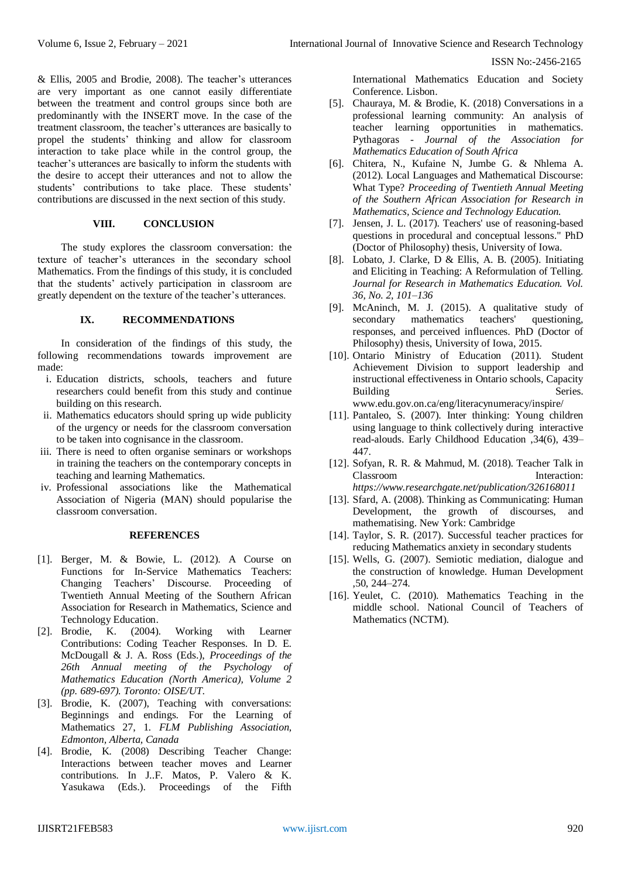& Ellis, 2005 and Brodie, 2008). The teacher's utterances are very important as one cannot easily differentiate between the treatment and control groups since both are predominantly with the INSERT move. In the case of the treatment classroom, the teacher's utterances are basically to propel the students' thinking and allow for classroom interaction to take place while in the control group, the teacher's utterances are basically to inform the students with the desire to accept their utterances and not to allow the students' contributions to take place. These students' contributions are discussed in the next section of this study.

## VIII. CONCLUSION

The study explores the classroom conversation: the texture of teacher's utterances in the secondary school Mathematics. From the findings of this study, it is concluded that the students' actively participation in classroom are greatly dependent on the texture of the teacher's utterances.

## IX. RECOMMENDATIONS

In consideration of the findings of this study, the following recommendations towards improvement are made:

i. Education districts, schools, teachers and future researchers could benefit from this study and continue building on this research.
ii. Mathematics educators should spring up wide publicity of the urgency or needs for the classroom conversation to be taken into cognisance in the classroom.
iii. There is need to often organise seminars or workshops in training the teachers on the contemporary concepts in teaching and learning Mathematics.
iv. Professional associations like the Mathematical Association of Nigeria (MAN) should popularise the classroom conversation.

## REFERENCES

[1]. Berger, M. & Bowie, L. (2012). A Course on Functions for In-Service Mathematics Teachers: Changing Teachers' Discourse. Proceeding of Twentieth Annual Meeting of the Southern African Association for Research in Mathematics, Science and Technology Education.

[2]. Brodie, K. (2004). Working with Learner Contributions: Coding Teacher Responses. In D. E. McDougall & J. A. Ross (Eds.), *Proceedings of the 26th Annual meeting of the Psychology of Mathematics Education (North America), Volume 2 (pp. 689-697). Toronto: OISE/UT.*

[3]. Brodie, K. (2007), Teaching with conversations: Beginnings and endings. For the Learning of Mathematics 27, 1. *FLM Publishing Association, Edmonton, Alberta, Canada*

[4]. Brodie, K. (2008) Describing Teacher Change: Interactions between teacher moves and Learner contributions. In J..F. Matos, P. Valero & K. Yasukawa (Eds.). Proceedings of the Fifth International Mathematics Education and Society Conference. Lisbon.

[5]. Chauraya, M. & Brodie, K. (2018) Conversations in a professional learning community: An analysis of teacher learning opportunities in mathematics. Pythagoras - *Journal of the Association for Mathematics Education of South Africa*

[6]. Chitera, N., Kufaine N, Jumbe G. & Nhlema A. (2012). Local Languages and Mathematical Discourse: What Type? *Proceeding of Twentieth Annual Meeting of the Southern African Association for Research in Mathematics, Science and Technology Education.*

[7]. Jensen, J. L. (2017). Teachers' use of reasoning-based questions in procedural and conceptual lessons." PhD (Doctor of Philosophy) thesis, University of Iowa.

[8]. Lobato, J. Clarke, D & Ellis, A. B. (2005). Initiating and Eliciting in Teaching: A Reformulation of Telling. *Journal for Research in Mathematics Education. Vol. 36, No. 2, 101–136*

[9]. McAninch, M. J. (2015). A qualitative study of secondary mathematics teachers' questioning, responses, and perceived influences. PhD (Doctor of Philosophy) thesis, University of Iowa, 2015.

[10]. Ontario Ministry of Education (2011). Student Achievement Division to support leadership and instructional effectiveness in Ontario schools, Capacity Building Series. www.edu.gov.on.ca/eng/literacynumeracy/inspire/

[11]. Pantaleo, S. (2007). Inter thinking: Young children using language to think collectively during interactive read-alouds. Early Childhood Education ,34(6), 439–447.

[12]. Sofyan, R. R. & Mahmud, M. (2018). Teacher Talk in Classroom Interaction: *https://www.researchgate.net/publication/326168011*

[13]. Sfard, A. (2008). Thinking as Communicating: Human Development, the growth of discourses, and mathematising. New York: Cambridge

[14]. Taylor, S. R. (2017). Successful teacher practices for reducing Mathematics anxiety in secondary students

[15]. Wells, G. (2007). Semiotic mediation, dialogue and the construction of knowledge. Human Development ,50, 244–274.

[16]. Yeulet, C. (2010). Mathematics Teaching in the middle school. National Council of Teachers of Mathematics (NCTM).